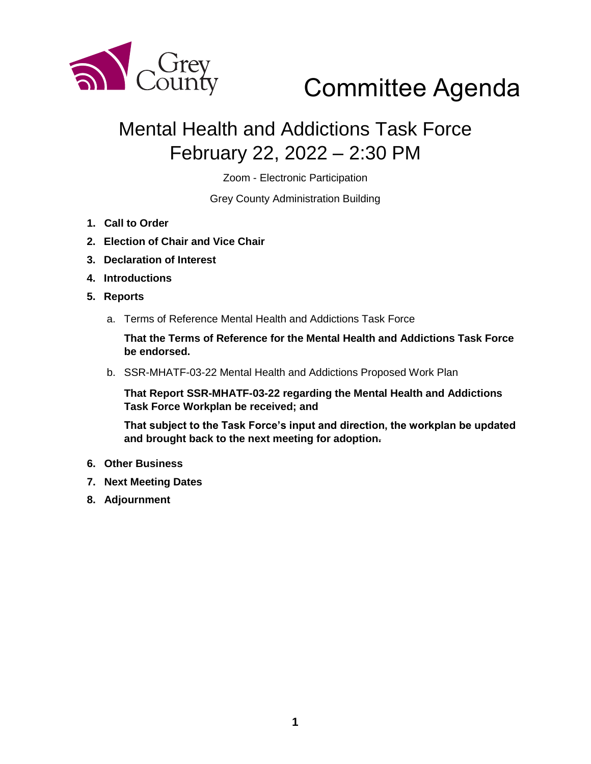Grey County

# Committee Agenda

## Mental Health and Addictions Task Force
## February 22, 2022 – 2:30 PM

Zoom - Electronic Participation

Grey County Administration Building

1. **Call to Order**
2. **Election of Chair and Vice Chair**
3. **Declaration of Interest**
4. **Introductions**
5. **Reports**

   a. Terms of Reference Mental Health and Addictions Task Force

   **That the Terms of Reference for the Mental Health and Addictions Task Force be endorsed.**

   b. SSR-MHATF-03-22 Mental Health and Addictions Proposed Work Plan

   **That Report SSR-MHATF-03-22 regarding the Mental Health and Addictions Task Force Workplan be received; and**

   **That subject to the Task Force's input and direction, the workplan be updated and brought back to the next meeting for adoption.**

6. **Other Business**
7. **Next Meeting Dates**
8. **Adjournment**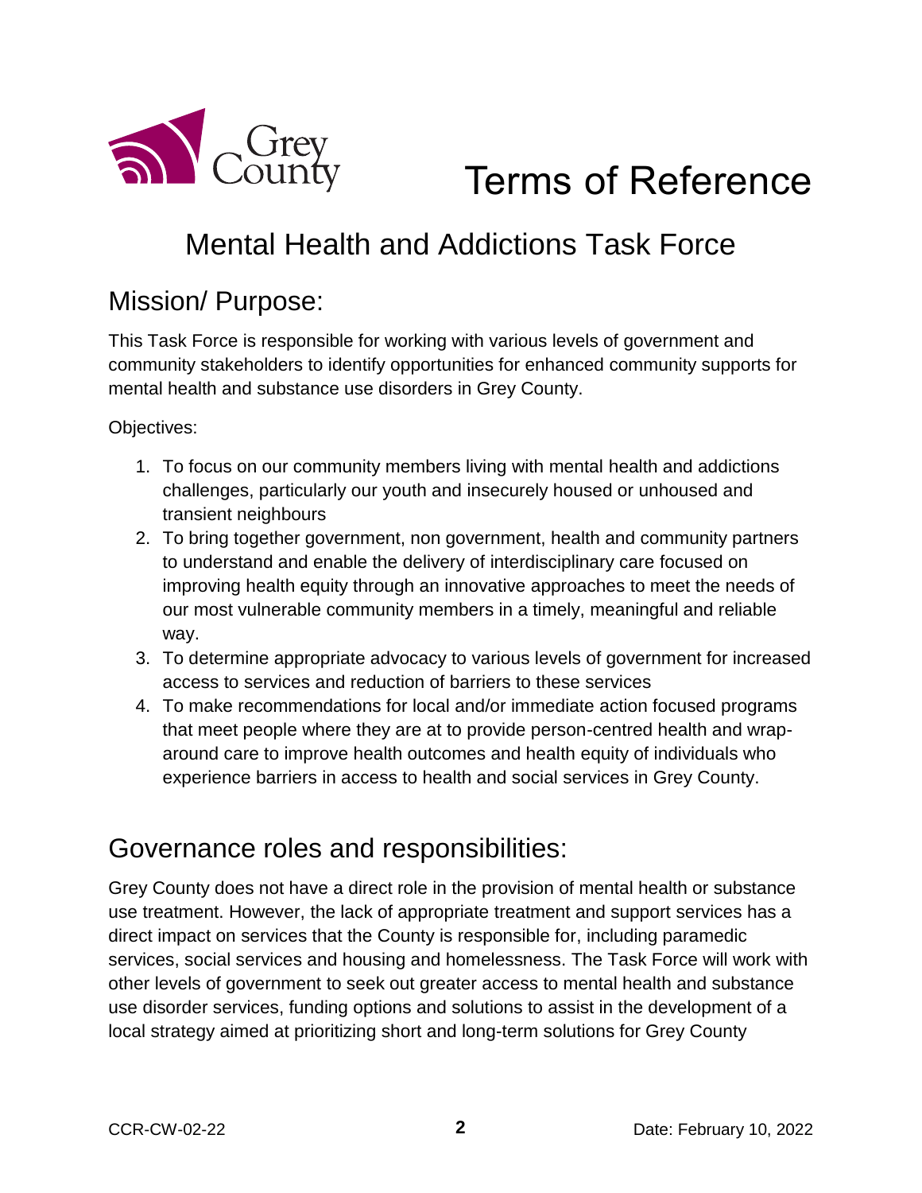# Terms of Reference

## Mental Health and Addictions Task Force

### Mission/ Purpose:

This Task Force is responsible for working with various levels of government and community stakeholders to identify opportunities for enhanced community supports for mental health and substance use disorders in Grey County.

Objectives:

1. To focus on our community members living with mental health and addictions challenges, particularly our youth and insecurely housed or unhoused and transient neighbours
2. To bring together government, non government, health and community partners to understand and enable the delivery of interdisciplinary care focused on improving health equity through an innovative approaches to meet the needs of our most vulnerable community members in a timely, meaningful and reliable way.
3. To determine appropriate advocacy to various levels of government for increased access to services and reduction of barriers to these services
4. To make recommendations for local and/or immediate action focused programs that meet people where they are at to provide person-centred health and wrap-around care to improve health outcomes and health equity of individuals who experience barriers in access to health and social services in Grey County.

### Governance roles and responsibilities:

Grey County does not have a direct role in the provision of mental health or substance use treatment. However, the lack of appropriate treatment and support services has a direct impact on services that the County is responsible for, including paramedic services, social services and housing and homelessness. The Task Force will work with other levels of government to seek out greater access to mental health and substance use disorder services, funding options and solutions to assist in the development of a local strategy aimed at prioritizing short and long-term solutions for Grey County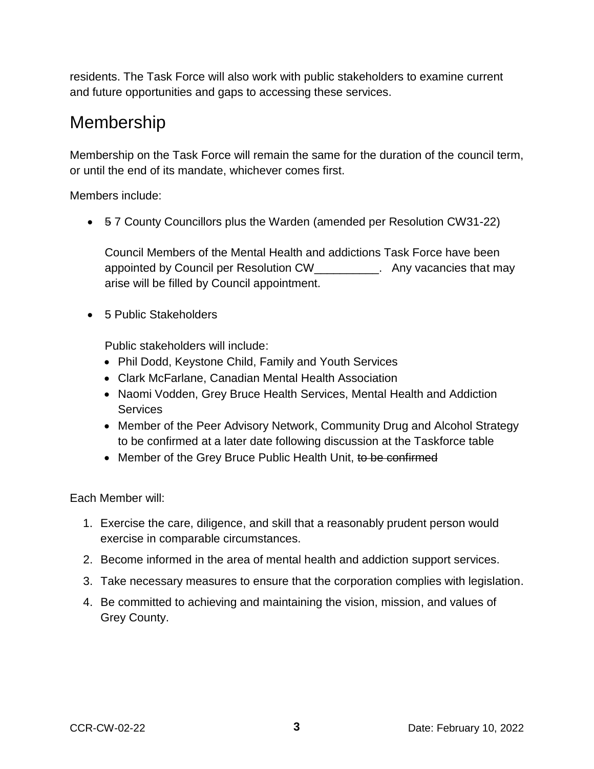residents. The Task Force will also work with public stakeholders to examine current and future opportunities and gaps to accessing these services.

## Membership

Membership on the Task Force will remain the same for the duration of the council term, or until the end of its mandate, whichever comes first.

Members include:

- ~~5~~ 7 County Councillors plus the Warden (amended per Resolution CW31-22)

  Council Members of the Mental Health and addictions Task Force have been appointed by Council per Resolution CW__________. Any vacancies that may arise will be filled by Council appointment.

- 5 Public Stakeholders

  Public stakeholders will include:
  - Phil Dodd, Keystone Child, Family and Youth Services
  - Clark McFarlane, Canadian Mental Health Association
  - Naomi Vodden, Grey Bruce Health Services, Mental Health and Addiction Services
  - Member of the Peer Advisory Network, Community Drug and Alcohol Strategy to be confirmed at a later date following discussion at the Taskforce table
  - Member of the Grey Bruce Public Health Unit, ~~to be confirmed~~

Each Member will:

1. Exercise the care, diligence, and skill that a reasonably prudent person would exercise in comparable circumstances.
2. Become informed in the area of mental health and addiction support services.
3. Take necessary measures to ensure that the corporation complies with legislation.
4. Be committed to achieving and maintaining the vision, mission, and values of Grey County.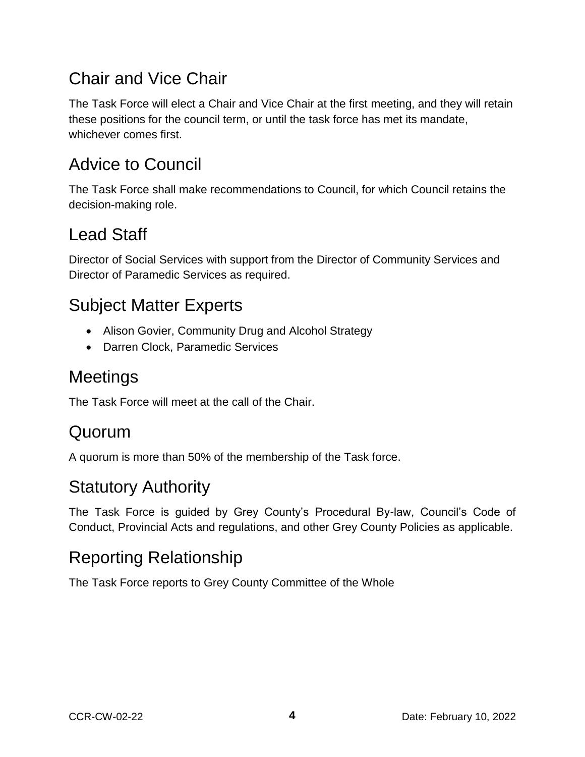## Chair and Vice Chair

The Task Force will elect a Chair and Vice Chair at the first meeting, and they will retain these positions for the council term, or until the task force has met its mandate, whichever comes first.

## Advice to Council

The Task Force shall make recommendations to Council, for which Council retains the decision-making role.

## Lead Staff

Director of Social Services with support from the Director of Community Services and Director of Paramedic Services as required.

## Subject Matter Experts

- Alison Govier, Community Drug and Alcohol Strategy
- Darren Clock, Paramedic Services

## Meetings

The Task Force will meet at the call of the Chair.

## Quorum

A quorum is more than 50% of the membership of the Task force.

## Statutory Authority

The Task Force is guided by Grey County's Procedural By-law, Council's Code of Conduct, Provincial Acts and regulations, and other Grey County Policies as applicable.

## Reporting Relationship

The Task Force reports to Grey County Committee of the Whole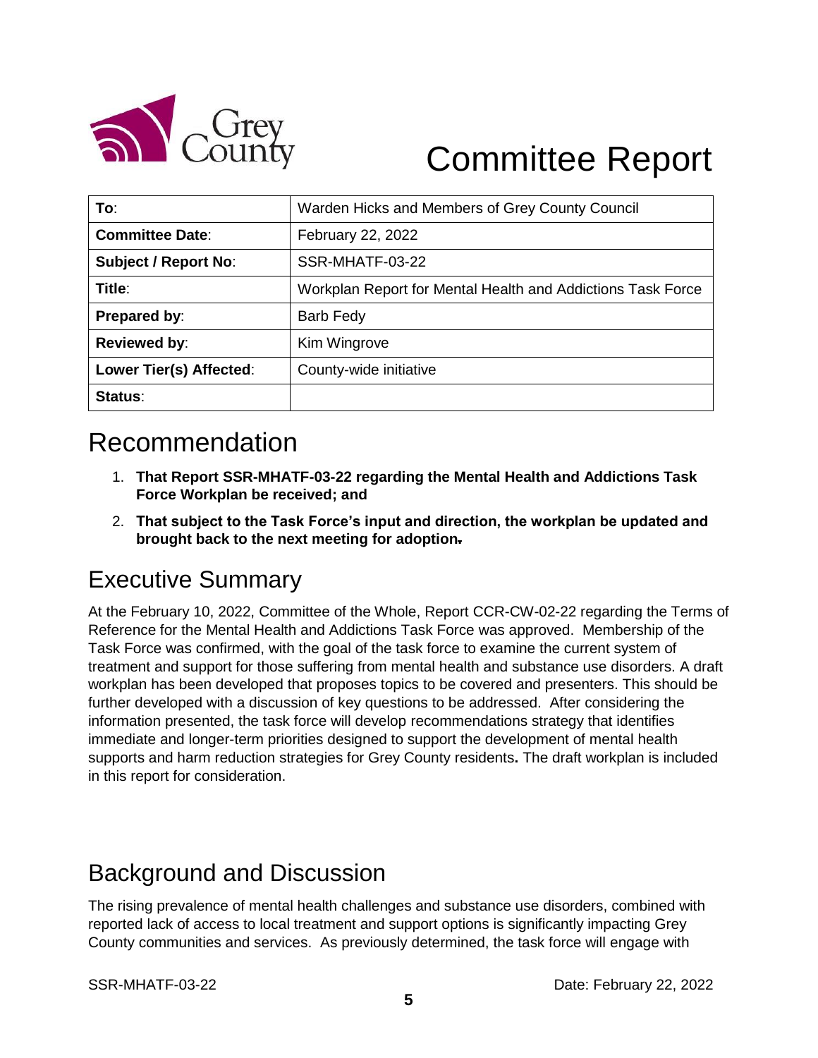# Committee Report

| To: | Warden Hicks and Members of Grey County Council |
|---|---|
| Committee Date: | February 22, 2022 |
| Subject / Report No: | SSR-MHATF-03-22 |
| Title: | Workplan Report for Mental Health and Addictions Task Force |
| Prepared by: | Barb Fedy |
| Reviewed by: | Kim Wingrove |
| Lower Tier(s) Affected: | County-wide initiative |
| Status: | |

# Recommendation

1. **That Report SSR-MHATF-03-22 regarding the Mental Health and Addictions Task Force Workplan be received; and**
2. **That subject to the Task Force's input and direction, the workplan be updated and brought back to the next meeting for adoption.**

# Executive Summary

At the February 10, 2022, Committee of the Whole, Report CCR-CW-02-22 regarding the Terms of Reference for the Mental Health and Addictions Task Force was approved. Membership of the Task Force was confirmed, with the goal of the task force to examine the current system of treatment and support for those suffering from mental health and substance use disorders. A draft workplan has been developed that proposes topics to be covered and presenters. This should be further developed with a discussion of key questions to be addressed. After considering the information presented, the task force will develop recommendations strategy that identifies immediate and longer-term priorities designed to support the development of mental health supports and harm reduction strategies for Grey County residents. The draft workplan is included in this report for consideration.

# Background and Discussion

The rising prevalence of mental health challenges and substance use disorders, combined with reported lack of access to local treatment and support options is significantly impacting Grey County communities and services. As previously determined, the task force will engage with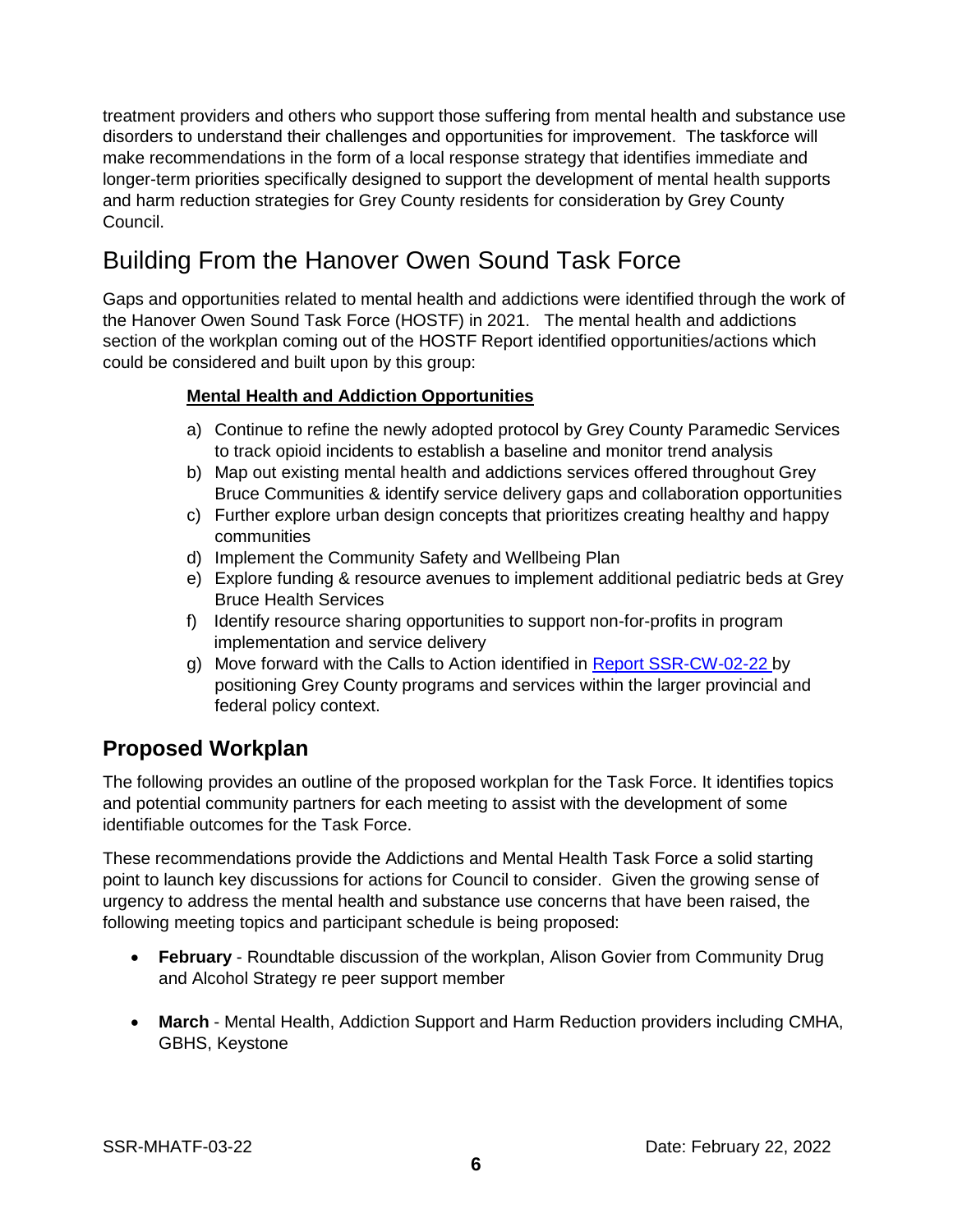treatment providers and others who support those suffering from mental health and substance use disorders to understand their challenges and opportunities for improvement. The taskforce will make recommendations in the form of a local response strategy that identifies immediate and longer-term priorities specifically designed to support the development of mental health supports and harm reduction strategies for Grey County residents for consideration by Grey County Council.

# Building From the Hanover Owen Sound Task Force

Gaps and opportunities related to mental health and addictions were identified through the work of the Hanover Owen Sound Task Force (HOSTF) in 2021. The mental health and addictions section of the workplan coming out of the HOSTF Report identified opportunities/actions which could be considered and built upon by this group:

**Mental Health and Addiction Opportunities**

a) Continue to refine the newly adopted protocol by Grey County Paramedic Services to track opioid incidents to establish a baseline and monitor trend analysis
b) Map out existing mental health and addictions services offered throughout Grey Bruce Communities & identify service delivery gaps and collaboration opportunities
c) Further explore urban design concepts that prioritizes creating healthy and happy communities
d) Implement the Community Safety and Wellbeing Plan
e) Explore funding & resource avenues to implement additional pediatric beds at Grey Bruce Health Services
f) Identify resource sharing opportunities to support non-for-profits in program implementation and service delivery
g) Move forward with the Calls to Action identified in Report SSR-CW-02-22 by positioning Grey County programs and services within the larger provincial and federal policy context.

## Proposed Workplan

The following provides an outline of the proposed workplan for the Task Force. It identifies topics and potential community partners for each meeting to assist with the development of some identifiable outcomes for the Task Force.

These recommendations provide the Addictions and Mental Health Task Force a solid starting point to launch key discussions for actions for Council to consider. Given the growing sense of urgency to address the mental health and substance use concerns that have been raised, the following meeting topics and participant schedule is being proposed:

- **February** - Roundtable discussion of the workplan, Alison Govier from Community Drug and Alcohol Strategy re peer support member

- **March** - Mental Health, Addiction Support and Harm Reduction providers including CMHA, GBHS, Keystone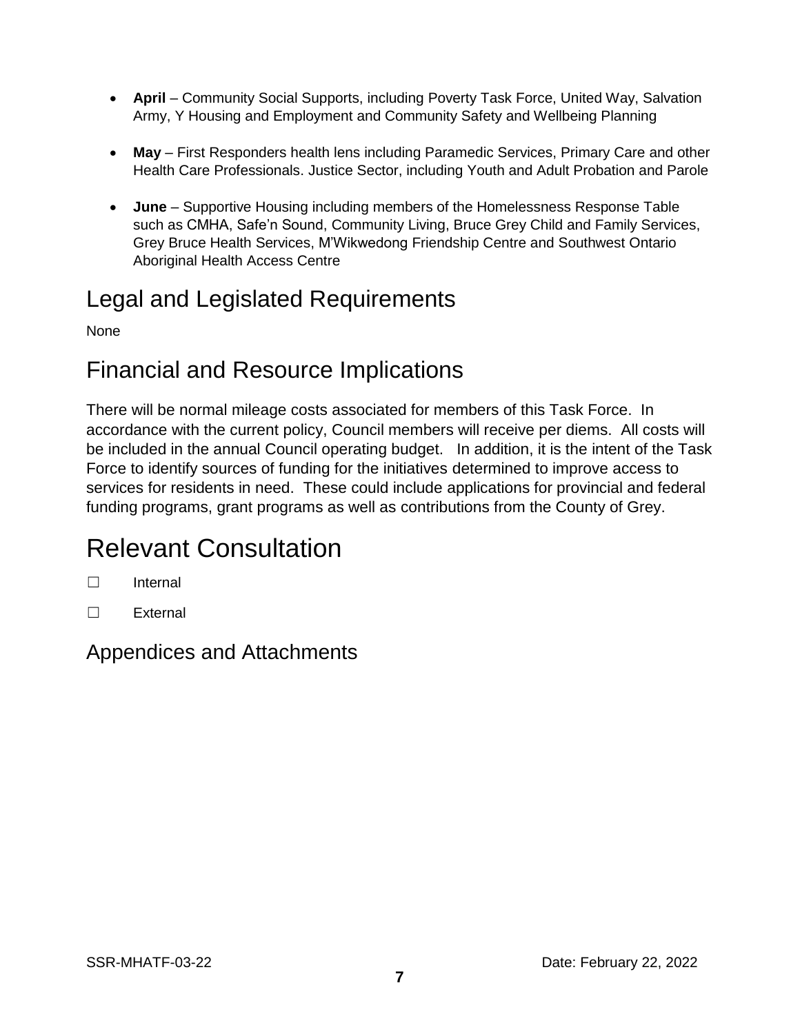- **April** – Community Social Supports, including Poverty Task Force, United Way, Salvation Army, Y Housing and Employment and Community Safety and Wellbeing Planning
- **May** – First Responders health lens including Paramedic Services, Primary Care and other Health Care Professionals. Justice Sector, including Youth and Adult Probation and Parole
- **June** – Supportive Housing including members of the Homelessness Response Table such as CMHA, Safe'n Sound, Community Living, Bruce Grey Child and Family Services, Grey Bruce Health Services, M'Wikwedong Friendship Centre and Southwest Ontario Aboriginal Health Access Centre

## Legal and Legislated Requirements

None

## Financial and Resource Implications

There will be normal mileage costs associated for members of this Task Force. In accordance with the current policy, Council members will receive per diems. All costs will be included in the annual Council operating budget. In addition, it is the intent of the Task Force to identify sources of funding for the initiatives determined to improve access to services for residents in need. These could include applications for provincial and federal funding programs, grant programs as well as contributions from the County of Grey.

# Relevant Consultation

☐ Internal

☐ External

## Appendices and Attachments